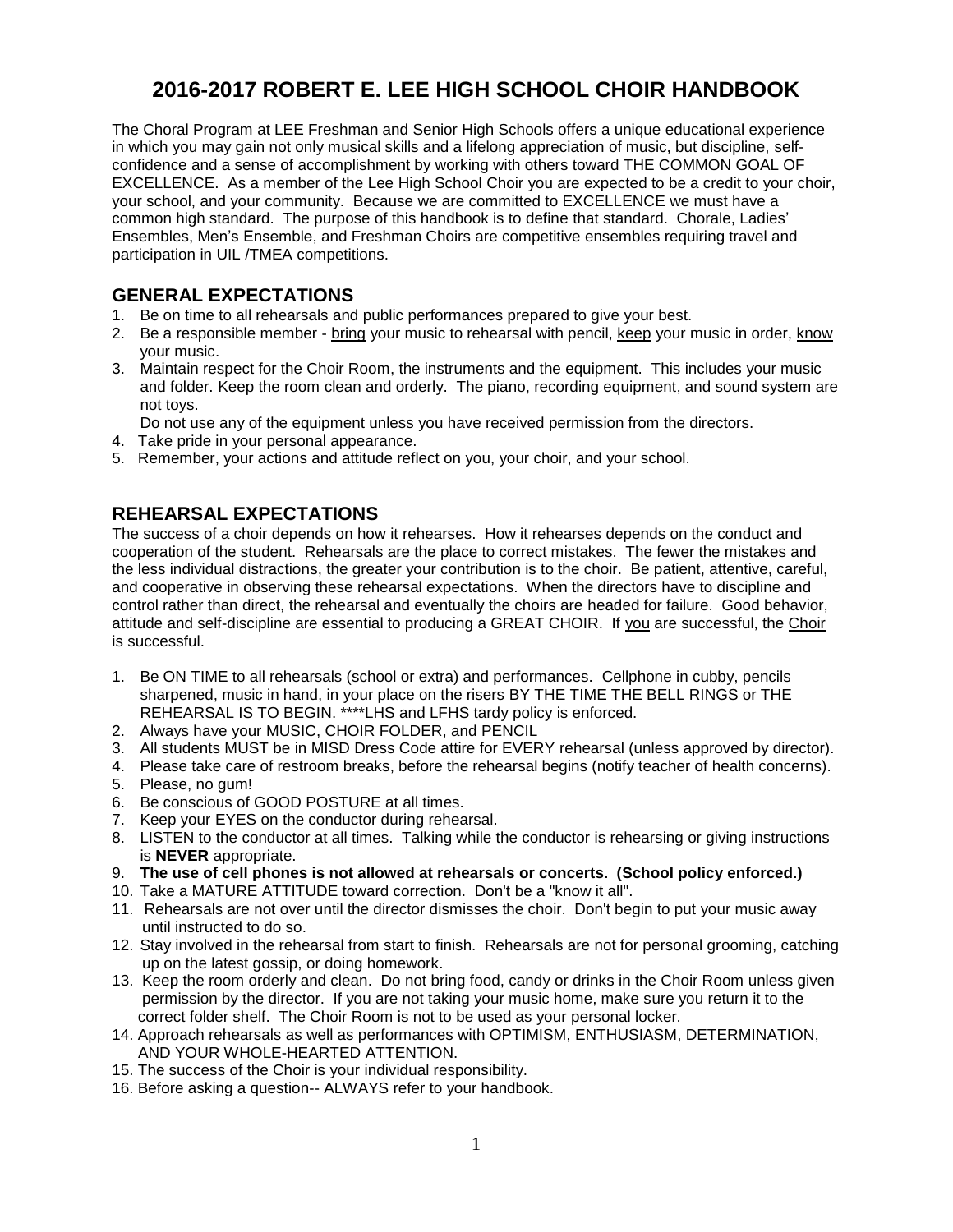# 2016-2017 ROBERT E. LEE HIGH SCHOOL CHOIR HANDBOOK

The Choral Program at LEE Freshman and Senior High Schools offers a unique educational experience in which you may gain not only musical skills and a lifelong appreciation of music, but discipline, self-confidence and a sense of accomplishment by working with others toward THE COMMON GOAL OF EXCELLENCE. As a member of the Lee High School Choir you are expected to be a credit to your choir, your school, and your community. Because we are committed to EXCELLENCE we must have a common high standard. The purpose of this handbook is to define that standard. Chorale, Ladies' Ensembles, Men's Ensemble, and Freshman Choirs are competitive ensembles requiring travel and participation in UIL /TMEA competitions.

## GENERAL EXPECTATIONS

1. Be on time to all rehearsals and public performances prepared to give your best.
2. Be a responsible member - <u>bring</u> your music to rehearsal with pencil, <u>keep</u> your music in order, <u>know</u> your music.
3. Maintain respect for the Choir Room, the instruments and the equipment. This includes your music and folder. Keep the room clean and orderly. The piano, recording equipment, and sound system are not toys.
   Do not use any of the equipment unless you have received permission from the directors.
4. Take pride in your personal appearance.
5. Remember, your actions and attitude reflect on you, your choir, and your school.

## REHEARSAL EXPECTATIONS

The success of a choir depends on how it rehearses. How it rehearses depends on the conduct and cooperation of the student. Rehearsals are the place to correct mistakes. The fewer the mistakes and the less individual distractions, the greater your contribution is to the choir. Be patient, attentive, careful, and cooperative in observing these rehearsal expectations. When the directors have to discipline and control rather than direct, the rehearsal and eventually the choirs are headed for failure. Good behavior, attitude and self-discipline are essential to producing a GREAT CHOIR. If <u>you</u> are successful, the <u>Choir</u> is successful.

1. Be ON TIME to all rehearsals (school or extra) and performances. Cellphone in cubby, pencils sharpened, music in hand, in your place on the risers BY THE TIME THE BELL RINGS or THE REHEARSAL IS TO BEGIN. ****LHS and LFHS tardy policy is enforced.
2. Always have your MUSIC, CHOIR FOLDER, and PENCIL
3. All students MUST be in MISD Dress Code attire for EVERY rehearsal (unless approved by director).
4. Please take care of restroom breaks, before the rehearsal begins (notify teacher of health concerns).
5. Please, no gum!
6. Be conscious of GOOD POSTURE at all times.
7. Keep your EYES on the conductor during rehearsal.
8. LISTEN to the conductor at all times. Talking while the conductor is rehearsing or giving instructions is **NEVER** appropriate.
9. **The use of cell phones is not allowed at rehearsals or concerts. (School policy enforced.)**
10. Take a MATURE ATTITUDE toward correction. Don't be a "know it all".
11. Rehearsals are not over until the director dismisses the choir. Don't begin to put your music away until instructed to do so.
12. Stay involved in the rehearsal from start to finish. Rehearsals are not for personal grooming, catching up on the latest gossip, or doing homework.
13. Keep the room orderly and clean. Do not bring food, candy or drinks in the Choir Room unless given permission by the director. If you are not taking your music home, make sure you return it to the correct folder shelf. The Choir Room is not to be used as your personal locker.
14. Approach rehearsals as well as performances with OPTIMISM, ENTHUSIASM, DETERMINATION, AND YOUR WHOLE-HEARTED ATTENTION.
15. The success of the Choir is your individual responsibility.
16. Before asking a question-- ALWAYS refer to your handbook.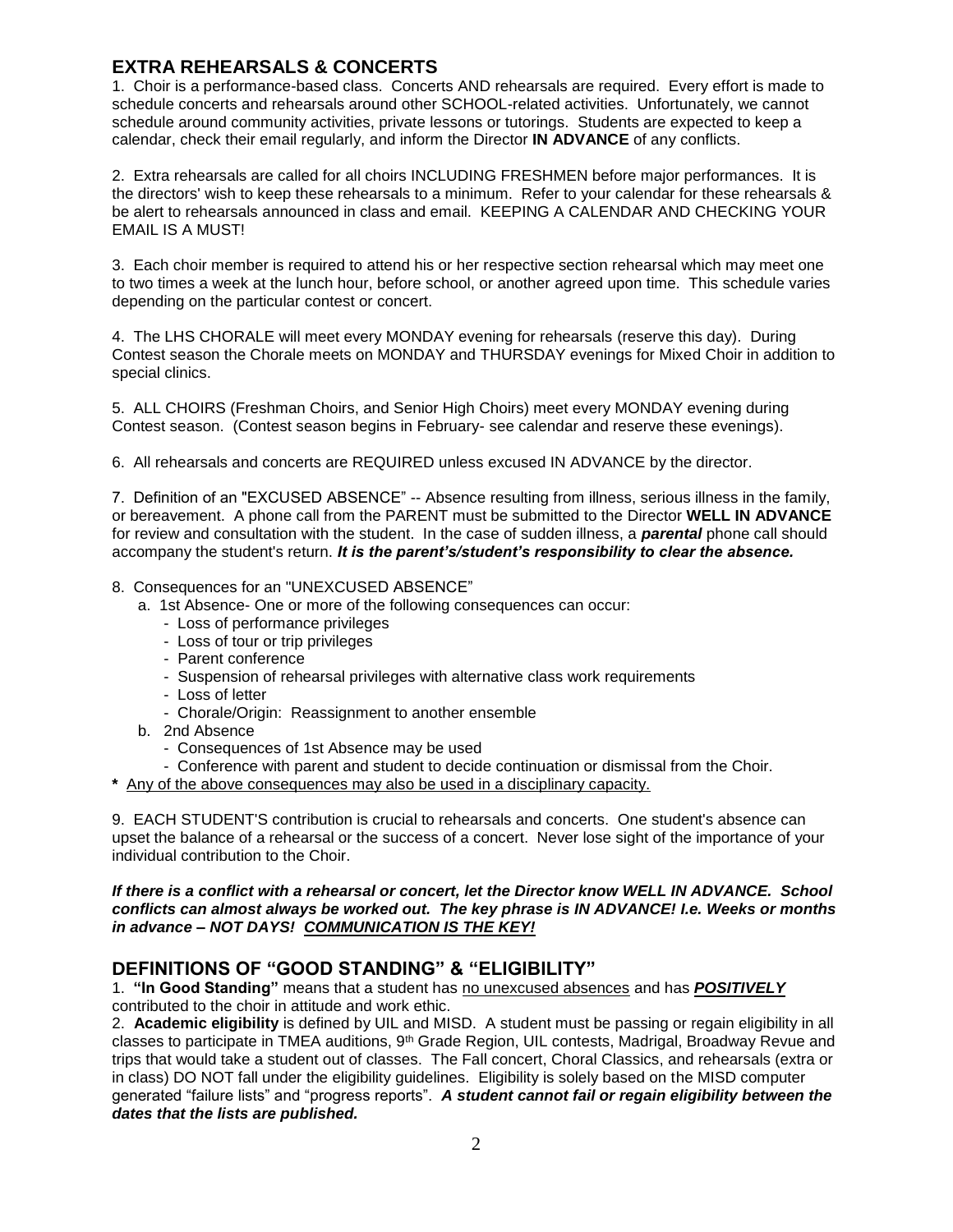## EXTRA REHEARSALS & CONCERTS

1. Choir is a performance-based class. Concerts AND rehearsals are required. Every effort is made to schedule concerts and rehearsals around other SCHOOL-related activities. Unfortunately, we cannot schedule around community activities, private lessons or tutorings. Students are expected to keep a calendar, check their email regularly, and inform the Director **IN ADVANCE** of any conflicts.

2. Extra rehearsals are called for all choirs INCLUDING FRESHMEN before major performances. It is the directors' wish to keep these rehearsals to a minimum. Refer to your calendar for these rehearsals & be alert to rehearsals announced in class and email. KEEPING A CALENDAR AND CHECKING YOUR EMAIL IS A MUST!

3. Each choir member is required to attend his or her respective section rehearsal which may meet one to two times a week at the lunch hour, before school, or another agreed upon time. This schedule varies depending on the particular contest or concert.

4. The LHS CHORALE will meet every MONDAY evening for rehearsals (reserve this day). During Contest season the Chorale meets on MONDAY and THURSDAY evenings for Mixed Choir in addition to special clinics.

5. ALL CHOIRS (Freshman Choirs, and Senior High Choirs) meet every MONDAY evening during Contest season. (Contest season begins in February- see calendar and reserve these evenings).

6. All rehearsals and concerts are REQUIRED unless excused IN ADVANCE by the director.

7. Definition of an "EXCUSED ABSENCE" -- Absence resulting from illness, serious illness in the family, or bereavement. A phone call from the PARENT must be submitted to the Director **WELL IN ADVANCE** for review and consultation with the student. In the case of sudden illness, a ***parental*** phone call should accompany the student's return. ***It is the parent's/student's responsibility to clear the absence.***

8. Consequences for an "UNEXCUSED ABSENCE"
   a. 1st Absence- One or more of the following consequences can occur:
      - Loss of performance privileges
      - Loss of tour or trip privileges
      - Parent conference
      - Suspension of rehearsal privileges with alternative class work requirements
      - Loss of letter
      - Chorale/Origin: Reassignment to another ensemble
   b. 2nd Absence
      - Consequences of 1st Absence may be used
      - Conference with parent and student to decide continuation or dismissal from the Choir.

**\*** <u>Any of the above consequences may also be used in a disciplinary capacity.</u>

9. EACH STUDENT'S contribution is crucial to rehearsals and concerts. One student's absence can upset the balance of a rehearsal or the success of a concert. Never lose sight of the importance of your individual contribution to the Choir.

***If there is a conflict with a rehearsal or concert, let the Director know WELL IN ADVANCE. School conflicts can almost always be worked out. The key phrase is IN ADVANCE! I.e. Weeks or months in advance – NOT DAYS! <u>COMMUNICATION IS THE KEY!</u>***

## DEFINITIONS OF "GOOD STANDING" & "ELIGIBILITY"

1. **"In Good Standing"** means that a student has <u>no unexcused absences</u> and has ***<u>POSITIVELY</u>*** contributed to the choir in attitude and work ethic.
2. **Academic eligibility** is defined by UIL and MISD. A student must be passing or regain eligibility in all classes to participate in TMEA auditions, 9th Grade Region, UIL contests, Madrigal, Broadway Revue and trips that would take a student out of classes. The Fall concert, Choral Classics, and rehearsals (extra or in class) DO NOT fall under the eligibility guidelines. Eligibility is solely based on the MISD computer generated "failure lists" and "progress reports". ***A student cannot fail or regain eligibility between the dates that the lists are published.***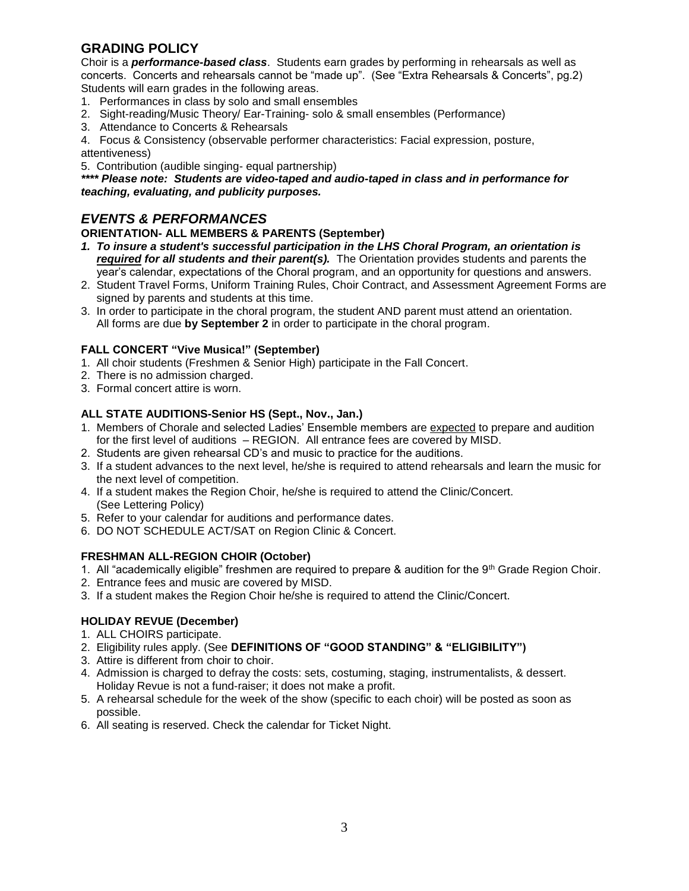## GRADING POLICY

Choir is a ***performance-based class***. Students earn grades by performing in rehearsals as well as concerts. Concerts and rehearsals cannot be "made up". (See "Extra Rehearsals & Concerts", pg.2) Students will earn grades in the following areas.

1. Performances in class by solo and small ensembles
2. Sight-reading/Music Theory/ Ear-Training- solo & small ensembles (Performance)
3. Attendance to Concerts & Rehearsals
4. Focus & Consistency (observable performer characteristics: Facial expression, posture, attentiveness)
5. Contribution (audible singing- equal partnership)

***\*\*\*\* Please note: Students are video-taped and audio-taped in class and in performance for teaching, evaluating, and publicity purposes.***

## *EVENTS & PERFORMANCES*

### ORIENTATION- ALL MEMBERS & PARENTS (September)

1. ***To insure a student's successful participation in the LHS Choral Program, an orientation is <u>required</u> for all students and their parent(s).*** The Orientation provides students and parents the year's calendar, expectations of the Choral program, and an opportunity for questions and answers.
2. Student Travel Forms, Uniform Training Rules, Choir Contract, and Assessment Agreement Forms are signed by parents and students at this time.
3. In order to participate in the choral program, the student AND parent must attend an orientation. All forms are due **by September 2** in order to participate in the choral program.

### FALL CONCERT "Vive Musica!" (September)

1. All choir students (Freshmen & Senior High) participate in the Fall Concert.
2. There is no admission charged.
3. Formal concert attire is worn.

### ALL STATE AUDITIONS-Senior HS (Sept., Nov., Jan.)

1. Members of Chorale and selected Ladies' Ensemble members are <u>expected</u> to prepare and audition for the first level of auditions – REGION. All entrance fees are covered by MISD.
2. Students are given rehearsal CD's and music to practice for the auditions.
3. If a student advances to the next level, he/she is required to attend rehearsals and learn the music for the next level of competition.
4. If a student makes the Region Choir, he/she is required to attend the Clinic/Concert. (See Lettering Policy)
5. Refer to your calendar for auditions and performance dates.
6. DO NOT SCHEDULE ACT/SAT on Region Clinic & Concert.

### FRESHMAN ALL-REGION CHOIR (October)

1. All "academically eligible" freshmen are required to prepare & audition for the 9th Grade Region Choir.
2. Entrance fees and music are covered by MISD.
3. If a student makes the Region Choir he/she is required to attend the Clinic/Concert.

### HOLIDAY REVUE (December)

1. ALL CHOIRS participate.
2. Eligibility rules apply. (See **DEFINITIONS OF "GOOD STANDING" & "ELIGIBILITY")**
3. Attire is different from choir to choir.
4. Admission is charged to defray the costs: sets, costuming, staging, instrumentalists, & dessert. Holiday Revue is not a fund-raiser; it does not make a profit.
5. A rehearsal schedule for the week of the show (specific to each choir) will be posted as soon as possible.
6. All seating is reserved. Check the calendar for Ticket Night.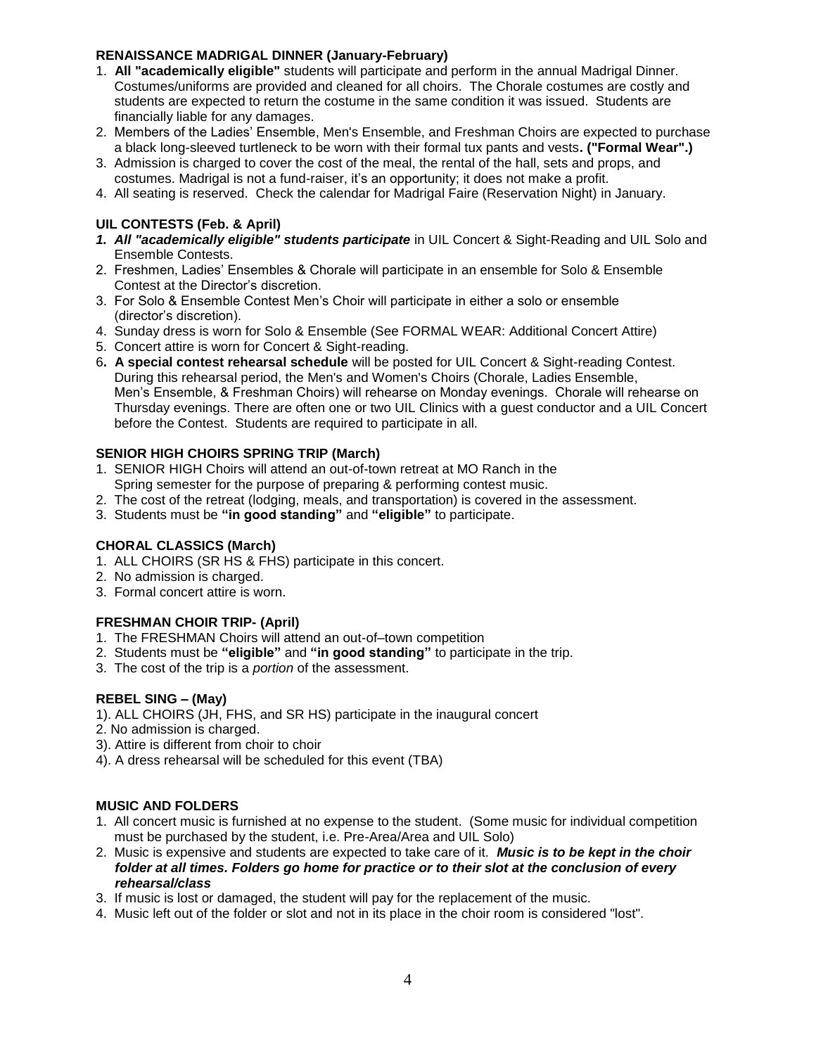**RENAISSANCE MADRIGAL DINNER (January-February)**

1. **All "academically eligible"** students will participate and perform in the annual Madrigal Dinner. Costumes/uniforms are provided and cleaned for all choirs. The Chorale costumes are costly and students are expected to return the costume in the same condition it was issued. Students are financially liable for any damages.
2. Members of the Ladies' Ensemble, Men's Ensemble, and Freshman Choirs are expected to purchase a black long-sleeved turtleneck to be worn with their formal tux pants and vests**. ("Formal Wear".)**
3. Admission is charged to cover the cost of the meal, the rental of the hall, sets and props, and costumes. Madrigal is not a fund-raiser, it's an opportunity; it does not make a profit.
4. All seating is reserved. Check the calendar for Madrigal Faire (Reservation Night) in January.

**UIL CONTESTS (Feb. & April)**

1. ***All "academically eligible" students participate*** in UIL Concert & Sight-Reading and UIL Solo and Ensemble Contests.
2. Freshmen, Ladies' Ensembles & Chorale will participate in an ensemble for Solo & Ensemble Contest at the Director's discretion.
3. For Solo & Ensemble Contest Men's Choir will participate in either a solo or ensemble (director's discretion).
4. Sunday dress is worn for Solo & Ensemble (See FORMAL WEAR: Additional Concert Attire)
5. Concert attire is worn for Concert & Sight-reading.
6. **A special contest rehearsal schedule** will be posted for UIL Concert & Sight-reading Contest. During this rehearsal period, the Men's and Women's Choirs (Chorale, Ladies Ensemble, Men's Ensemble, & Freshman Choirs) will rehearse on Monday evenings. Chorale will rehearse on Thursday evenings. There are often one or two UIL Clinics with a guest conductor and a UIL Concert before the Contest. Students are required to participate in all.

**SENIOR HIGH CHOIRS SPRING TRIP (March)**

1. SENIOR HIGH Choirs will attend an out-of-town retreat at MO Ranch in the Spring semester for the purpose of preparing & performing contest music.
2. The cost of the retreat (lodging, meals, and transportation) is covered in the assessment.
3. Students must be **"in good standing"** and **"eligible"** to participate.

**CHORAL CLASSICS (March)**

1. ALL CHOIRS (SR HS & FHS) participate in this concert.
2. No admission is charged.
3. Formal concert attire is worn.

**FRESHMAN CHOIR TRIP- (April)**

1. The FRESHMAN Choirs will attend an out-of–town competition
2. Students must be **"eligible"** and **"in good standing"** to participate in the trip.
3. The cost of the trip is a *portion* of the assessment.

**REBEL SING – (May)**

1). ALL CHOIRS (JH, FHS, and SR HS) participate in the inaugural concert
2. No admission is charged.
3). Attire is different from choir to choir
4). A dress rehearsal will be scheduled for this event (TBA)

**MUSIC AND FOLDERS**

1. All concert music is furnished at no expense to the student. (Some music for individual competition must be purchased by the student, i.e. Pre-Area/Area and UIL Solo)
2. Music is expensive and students are expected to take care of it. ***Music is to be kept in the choir folder at all times. Folders go home for practice or to their slot at the conclusion of every rehearsal/class***
3. If music is lost or damaged, the student will pay for the replacement of the music.
4. Music left out of the folder or slot and not in its place in the choir room is considered "lost".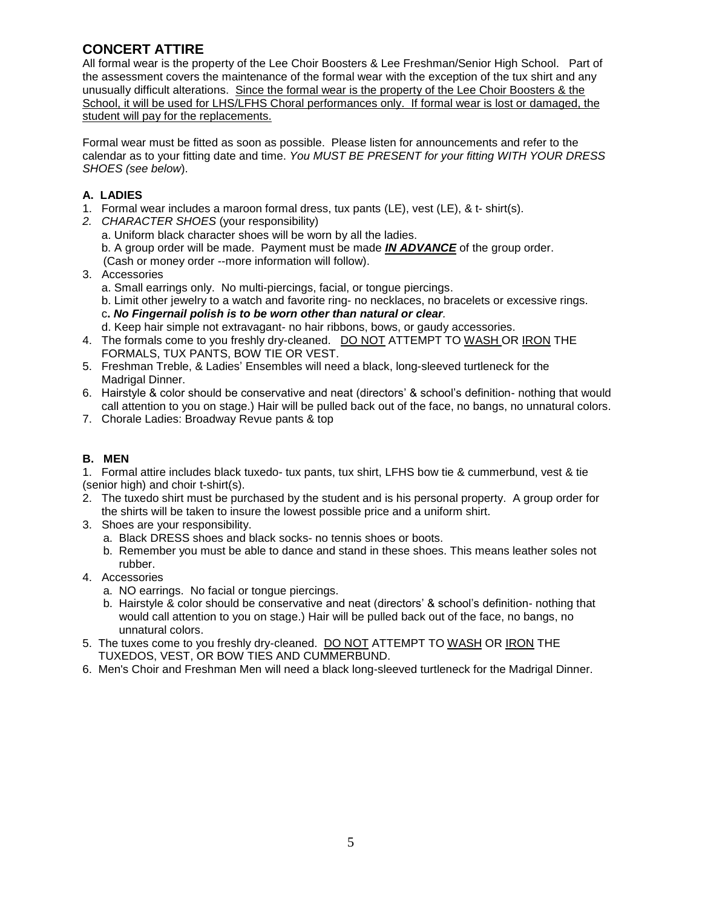## CONCERT ATTIRE

All formal wear is the property of the Lee Choir Boosters & Lee Freshman/Senior High School. Part of the assessment covers the maintenance of the formal wear with the exception of the tux shirt and any unusually difficult alterations. <u>Since the formal wear is the property of the Lee Choir Boosters & the School, it will be used for LHS/LFHS Choral performances only. If formal wear is lost or damaged, the student will pay for the replacements.</u>

Formal wear must be fitted as soon as possible. Please listen for announcements and refer to the calendar as to your fitting date and time. *You MUST BE PRESENT for your fitting WITH YOUR DRESS SHOES (see below)*.

### A. LADIES

1. Formal wear includes a maroon formal dress, tux pants (LE), vest (LE), & t- shirt(s).
2. *CHARACTER SHOES* (your responsibility)
   a. Uniform black character shoes will be worn by all the ladies.
   b. A group order will be made. Payment must be made ***<u>IN ADVANCE</u>*** of the group order. (Cash or money order --more information will follow).
3. Accessories
   a. Small earrings only. No multi-piercings, facial, or tongue piercings.
   b. Limit other jewelry to a watch and favorite ring- no necklaces, no bracelets or excessive rings.
   c**. *No Fingernail polish is to be worn other than natural or clear*.**
   d. Keep hair simple not extravagant- no hair ribbons, bows, or gaudy accessories.
4. The formals come to you freshly dry-cleaned. <u>DO NOT</u> ATTEMPT TO <u>WASH</u> OR <u>IRON</u> THE FORMALS, TUX PANTS, BOW TIE OR VEST.
5. Freshman Treble, & Ladies' Ensembles will need a black, long-sleeved turtleneck for the Madrigal Dinner.
6. Hairstyle & color should be conservative and neat (directors' & school's definition- nothing that would call attention to you on stage.) Hair will be pulled back out of the face, no bangs, no unnatural colors.
7. Chorale Ladies: Broadway Revue pants & top

### B. MEN

1. Formal attire includes black tuxedo- tux pants, tux shirt, LFHS bow tie & cummerbund, vest & tie (senior high) and choir t-shirt(s).
2. The tuxedo shirt must be purchased by the student and is his personal property. A group order for the shirts will be taken to insure the lowest possible price and a uniform shirt.
3. Shoes are your responsibility.
   a. Black DRESS shoes and black socks- no tennis shoes or boots.
   b. Remember you must be able to dance and stand in these shoes. This means leather soles not rubber.
4. Accessories
   a. NO earrings. No facial or tongue piercings.
   b. Hairstyle & color should be conservative and neat (directors' & school's definition- nothing that would call attention to you on stage.) Hair will be pulled back out of the face, no bangs, no unnatural colors.
5. The tuxes come to you freshly dry-cleaned. <u>DO NOT</u> ATTEMPT TO <u>WASH</u> OR <u>IRON</u> THE TUXEDOS, VEST, OR BOW TIES AND CUMMERBUND.
6. Men's Choir and Freshman Men will need a black long-sleeved turtleneck for the Madrigal Dinner.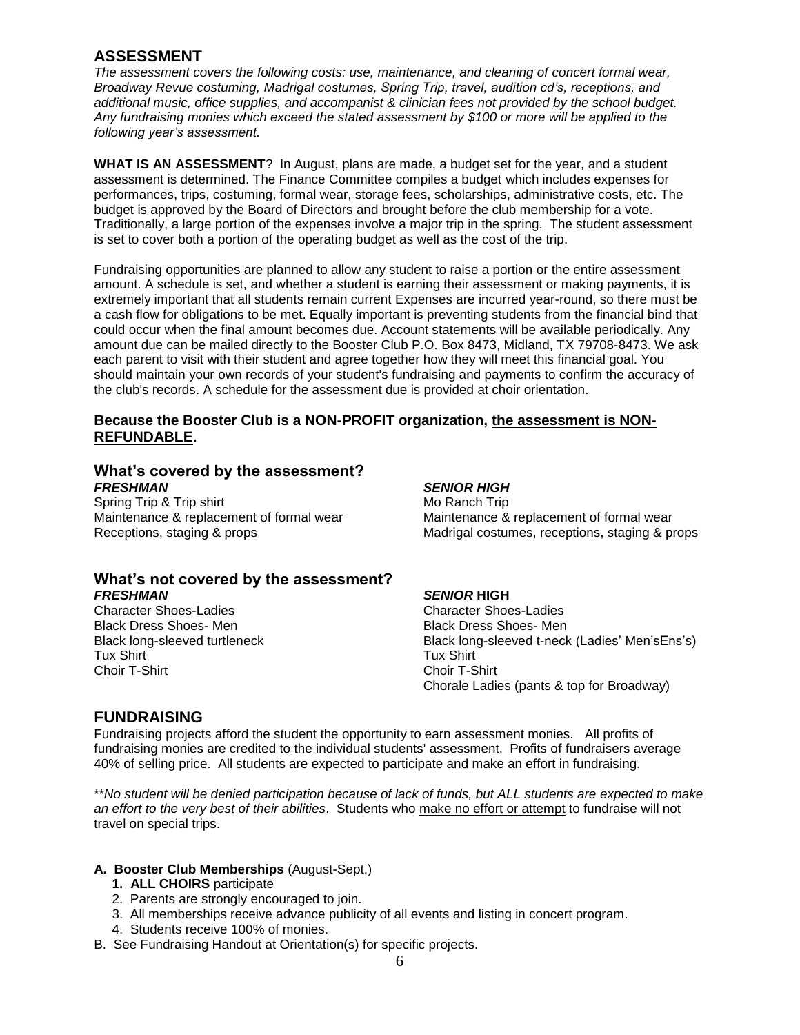## ASSESSMENT

*The assessment covers the following costs: use, maintenance, and cleaning of concert formal wear, Broadway Revue costuming, Madrigal costumes, Spring Trip, travel, audition cd's, receptions, and additional music, office supplies, and accompanist & clinician fees not provided by the school budget. Any fundraising monies which exceed the stated assessment by $100 or more will be applied to the following year's assessment.*

**WHAT IS AN ASSESSMENT**? In August, plans are made, a budget set for the year, and a student assessment is determined. The Finance Committee compiles a budget which includes expenses for performances, trips, costuming, formal wear, storage fees, scholarships, administrative costs, etc. The budget is approved by the Board of Directors and brought before the club membership for a vote. Traditionally, a large portion of the expenses involve a major trip in the spring. The student assessment is set to cover both a portion of the operating budget as well as the cost of the trip.

Fundraising opportunities are planned to allow any student to raise a portion or the entire assessment amount. A schedule is set, and whether a student is earning their assessment or making payments, it is extremely important that all students remain current Expenses are incurred year-round, so there must be a cash flow for obligations to be met. Equally important is preventing students from the financial bind that could occur when the final amount becomes due. Account statements will be available periodically. Any amount due can be mailed directly to the Booster Club P.O. Box 8473, Midland, TX 79708-8473. We ask each parent to visit with their student and agree together how they will meet this financial goal. You should maintain your own records of your student's fundraising and payments to confirm the accuracy of the club's records. A schedule for the assessment due is provided at choir orientation.

**Because the Booster Club is a NON-PROFIT organization, the assessment is NON-REFUNDABLE.**

### What's covered by the assessment?

***FRESHMAN***

Spring Trip & Trip shirt
Maintenance & replacement of formal wear
Receptions, staging & props

***SENIOR HIGH***

Mo Ranch Trip
Maintenance & replacement of formal wear
Madrigal costumes, receptions, staging & props

### What's not covered by the assessment?

***FRESHMAN***

Character Shoes-Ladies
Black Dress Shoes- Men
Black long-sleeved turtleneck
Tux Shirt
Choir T-Shirt

***SENIOR* HIGH**

Character Shoes-Ladies
Black Dress Shoes- Men
Black long-sleeved t-neck (Ladies' Men'sEns's)
Tux Shirt
Choir T-Shirt
Chorale Ladies (pants & top for Broadway)

## FUNDRAISING

Fundraising projects afford the student the opportunity to earn assessment monies. All profits of fundraising monies are credited to the individual students' assessment. Profits of fundraisers average 40% of selling price. All students are expected to participate and make an effort in fundraising.

\*\**No student will be denied participation because of lack of funds, but ALL students are expected to make an effort to the very best of their abilities*. Students who make no effort or attempt to fundraise will not travel on special trips.

**A. Booster Club Memberships** (August-Sept.)

1. **ALL CHOIRS** participate
2. Parents are strongly encouraged to join.
3. All memberships receive advance publicity of all events and listing in concert program.
4. Students receive 100% of monies.

B. See Fundraising Handout at Orientation(s) for specific projects.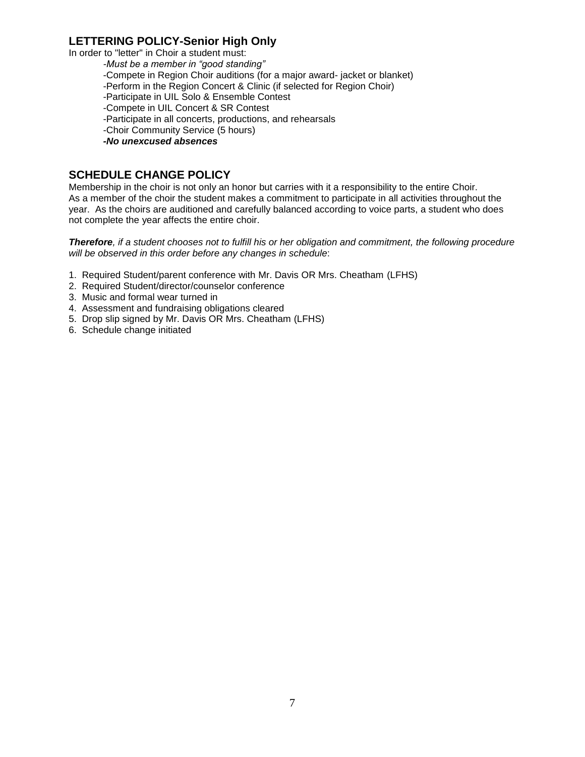## LETTERING POLICY-Senior High Only

In order to "letter" in Choir a student must:

- *Must be a member in "good standing"*
- Compete in Region Choir auditions (for a major award- jacket or blanket)
- Perform in the Region Concert & Clinic (if selected for Region Choir)
- Participate in UIL Solo & Ensemble Contest
- Compete in UIL Concert & SR Contest
- Participate in all concerts, productions, and rehearsals
- Choir Community Service (5 hours)
- ***No unexcused absences***

## SCHEDULE CHANGE POLICY

Membership in the choir is not only an honor but carries with it a responsibility to the entire Choir. As a member of the choir the student makes a commitment to participate in all activities throughout the year. As the choirs are auditioned and carefully balanced according to voice parts, a student who does not complete the year affects the entire choir.

***Therefore**, if a student chooses not to fulfill his or her obligation and commitment, the following procedure will be observed in this order before any changes in schedule*:

1. Required Student/parent conference with Mr. Davis OR Mrs. Cheatham (LFHS)
2. Required Student/director/counselor conference
3. Music and formal wear turned in
4. Assessment and fundraising obligations cleared
5. Drop slip signed by Mr. Davis OR Mrs. Cheatham (LFHS)
6. Schedule change initiated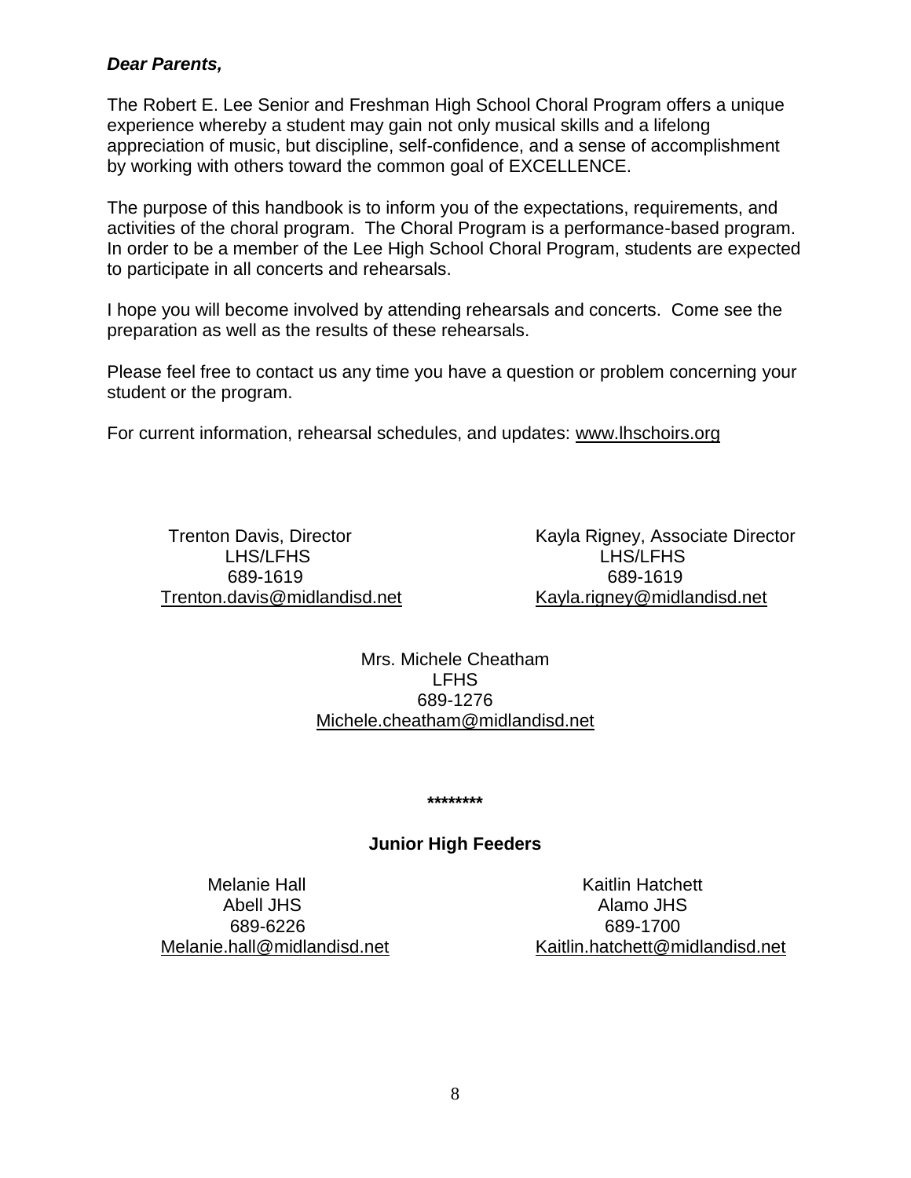***Dear Parents,***

The Robert E. Lee Senior and Freshman High School Choral Program offers a unique experience whereby a student may gain not only musical skills and a lifelong appreciation of music, but discipline, self-confidence, and a sense of accomplishment by working with others toward the common goal of EXCELLENCE.

The purpose of this handbook is to inform you of the expectations, requirements, and activities of the choral program. The Choral Program is a performance-based program. In order to be a member of the Lee High School Choral Program, students are expected to participate in all concerts and rehearsals.

I hope you will become involved by attending rehearsals and concerts. Come see the preparation as well as the results of these rehearsals.

Please feel free to contact us any time you have a question or problem concerning your student or the program.

For current information, rehearsal schedules, and updates: www.lhschoirs.org

Trenton Davis, Director
LHS/LFHS
689-1619
Trenton.davis@midlandisd.net

Kayla Rigney, Associate Director
LHS/LFHS
689-1619
Kayla.rigney@midlandisd.net

Mrs. Michele Cheatham
LFHS
689-1276
Michele.cheatham@midlandisd.net

**\*\*\*\*\*\*\*\***

**Junior High Feeders**

Melanie Hall
Abell JHS
689-6226
Melanie.hall@midlandisd.net

Kaitlin Hatchett
Alamo JHS
689-1700
Kaitlin.hatchett@midlandisd.net